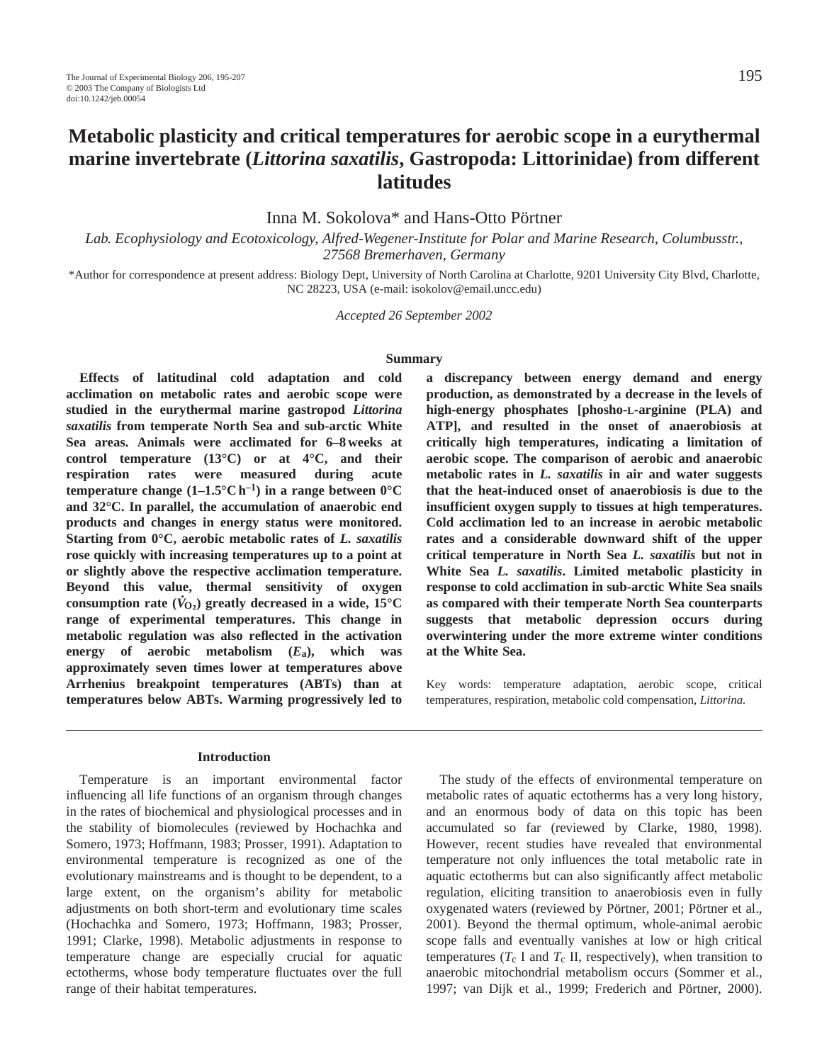# Metabolic plasticity and critical temperatures for aerobic scope in a eurythermal marine invertebrate (*Littorina saxatilis*, Gastropoda: Littorinidae) from different latitudes

Inna M. Sokolova* and Hans-Otto Pörtner

*Lab. Ecophysiology and Ecotoxicology, Alfred-Wegener-Institute for Polar and Marine Research, Columbusstr., 27568 Bremerhaven, Germany*

*Author for correspondence at present address: Biology Dept, University of North Carolina at Charlotte, 9201 University City Blvd, Charlotte, NC 28223, USA (e-mail: isokolov@email.uncc.edu)

*Accepted 26 September 2002*

## Summary

**Effects of latitudinal cold adaptation and cold acclimation on metabolic rates and aerobic scope were studied in the eurythermal marine gastropod *Littorina saxatilis* from temperate North Sea and sub-arctic White Sea areas. Animals were acclimated for 6–8 weeks at control temperature (13°C) or at 4°C, and their respiration rates were measured during acute temperature change (1–1.5°C $h^{-1}$) in a range between 0°C and 32°C. In parallel, the accumulation of anaerobic end products and changes in energy status were monitored. Starting from 0°C, aerobic metabolic rates of *L. saxatilis* rose quickly with increasing temperatures up to a point at or slightly above the respective acclimation temperature. Beyond this value, thermal sensitivity of oxygen consumption rate ($\dot{V}_{O_2}$) greatly decreased in a wide, 15°C range of experimental temperatures. This change in metabolic regulation was also reflected in the activation energy of aerobic metabolism ($E_a$), which was approximately seven times lower at temperatures above Arrhenius breakpoint temperatures (ABTs) than at temperatures below ABTs. Warming progressively led to a discrepancy between energy demand and energy production, as demonstrated by a decrease in the levels of high-energy phosphates [phosho-L-arginine (PLA) and ATP], and resulted in the onset of anaerobiosis at critically high temperatures, indicating a limitation of aerobic scope. The comparison of aerobic and anaerobic metabolic rates in *L. saxatilis* in air and water suggests that the heat-induced onset of anaerobiosis is due to the insufficient oxygen supply to tissues at high temperatures. Cold acclimation led to an increase in aerobic metabolic rates and a considerable downward shift of the upper critical temperature in North Sea *L. saxatilis* but not in White Sea *L. saxatilis*. Limited metabolic plasticity in response to cold acclimation in sub-arctic White Sea snails as compared with their temperate North Sea counterparts suggests that metabolic depression occurs during overwintering under the more extreme winter conditions at the White Sea.**

Key words: temperature adaptation, aerobic scope, critical temperatures, respiration, metabolic cold compensation, *Littorina.*

## Introduction

Temperature is an important environmental factor influencing all life functions of an organism through changes in the rates of biochemical and physiological processes and in the stability of biomolecules (reviewed by Hochachka and Somero, 1973; Hoffmann, 1983; Prosser, 1991). Adaptation to environmental temperature is recognized as one of the evolutionary mainstreams and is thought to be dependent, to a large extent, on the organism's ability for metabolic adjustments on both short-term and evolutionary time scales (Hochachka and Somero, 1973; Hoffmann, 1983; Prosser, 1991; Clarke, 1998). Metabolic adjustments in response to temperature change are especially crucial for aquatic ectotherms, whose body temperature fluctuates over the full range of their habitat temperatures.

The study of the effects of environmental temperature on metabolic rates of aquatic ectotherms has a very long history, and an enormous body of data on this topic has been accumulated so far (reviewed by Clarke, 1980, 1998). However, recent studies have revealed that environmental temperature not only influences the total metabolic rate in aquatic ectotherms but can also significantly affect metabolic regulation, eliciting transition to anaerobiosis even in fully oxygenated waters (reviewed by Pörtner, 2001; Pörtner et al., 2001). Beyond the thermal optimum, whole-animal aerobic scope falls and eventually vanishes at low or high critical temperatures ($T_c$ I and $T_c$ II, respectively), when transition to anaerobic mitochondrial metabolism occurs (Sommer et al., 1997; van Dijk et al., 1999; Frederich and Pörtner, 2000).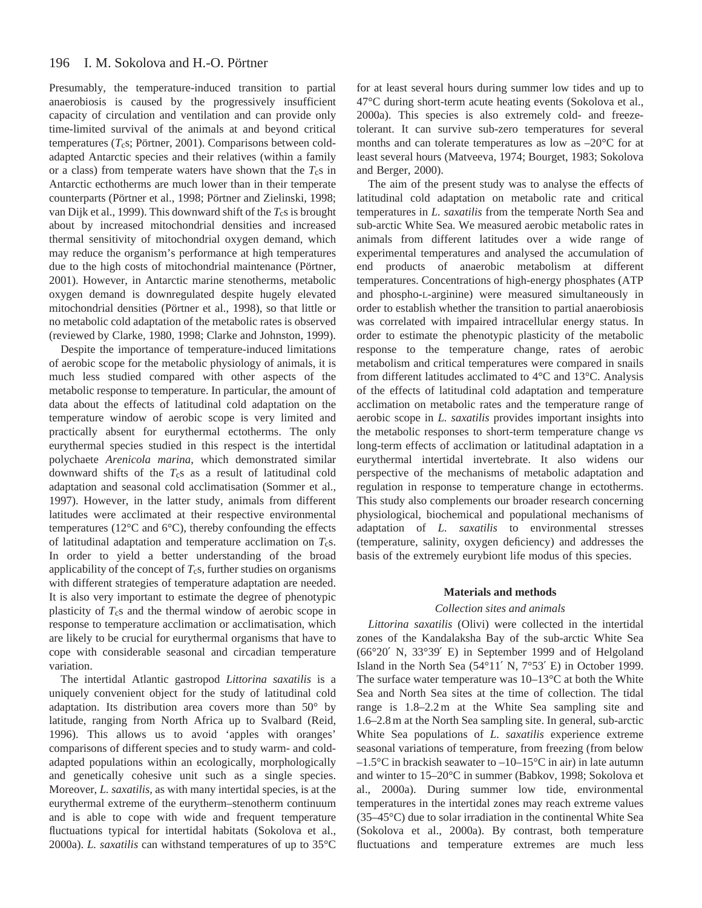Presumably, the temperature-induced transition to partial anaerobiosis is caused by the progressively insufficient capacity of circulation and ventilation and can provide only time-limited survival of the animals at and beyond critical temperatures ($T_c$s; Pörtner, 2001). Comparisons between cold-adapted Antarctic species and their relatives (within a family or a class) from temperate waters have shown that the $T_c$s in Antarctic ecthotherms are much lower than in their temperate counterparts (Pörtner et al., 1998; Pörtner and Zielinski, 1998; van Dijk et al., 1999). This downward shift of the $T_c$s is brought about by increased mitochondrial densities and increased thermal sensitivity of mitochondrial oxygen demand, which may reduce the organism's performance at high temperatures due to the high costs of mitochondrial maintenance (Pörtner, 2001). However, in Antarctic marine stenotherms, metabolic oxygen demand is downregulated despite hugely elevated mitochondrial densities (Pörtner et al., 1998), so that little or no metabolic cold adaptation of the metabolic rates is observed (reviewed by Clarke, 1980, 1998; Clarke and Johnston, 1999).

Despite the importance of temperature-induced limitations of aerobic scope for the metabolic physiology of animals, it is much less studied compared with other aspects of the metabolic response to temperature. In particular, the amount of data about the effects of latitudinal cold adaptation on the temperature window of aerobic scope is very limited and practically absent for eurythermal ectotherms. The only eurythermal species studied in this respect is the intertidal polychaete *Arenicola marina*, which demonstrated similar downward shifts of the $T_c$s as a result of latitudinal cold adaptation and seasonal cold acclimatisation (Sommer et al., 1997). However, in the latter study, animals from different latitudes were acclimated at their respective environmental temperatures (12°C and 6°C), thereby confounding the effects of latitudinal adaptation and temperature acclimation on $T_c$s. In order to yield a better understanding of the broad applicability of the concept of $T_c$s, further studies on organisms with different strategies of temperature adaptation are needed. It is also very important to estimate the degree of phenotypic plasticity of $T_c$s and the thermal window of aerobic scope in response to temperature acclimation or acclimatisation, which are likely to be crucial for eurythermal organisms that have to cope with considerable seasonal and circadian temperature variation.

The intertidal Atlantic gastropod *Littorina saxatilis* is a uniquely convenient object for the study of latitudinal cold adaptation. Its distribution area covers more than 50° by latitude, ranging from North Africa up to Svalbard (Reid, 1996). This allows us to avoid 'apples with oranges' comparisons of different species and to study warm- and cold-adapted populations within an ecologically, morphologically and genetically cohesive unit such as a single species. Moreover, *L. saxatilis,* as with many intertidal species, is at the eurythermal extreme of the eurytherm–stenotherm continuum and is able to cope with wide and frequent temperature fluctuations typical for intertidal habitats (Sokolova et al., 2000a). *L. saxatilis* can withstand temperatures of up to 35°C for at least several hours during summer low tides and up to 47°C during short-term acute heating events (Sokolova et al., 2000a). This species is also extremely cold- and freeze-tolerant. It can survive sub-zero temperatures for several months and can tolerate temperatures as low as –20°C for at least several hours (Matveeva, 1974; Bourget, 1983; Sokolova and Berger, 2000).

The aim of the present study was to analyse the effects of latitudinal cold adaptation on metabolic rate and critical temperatures in *L. saxatilis* from the temperate North Sea and sub-arctic White Sea. We measured aerobic metabolic rates in animals from different latitudes over a wide range of experimental temperatures and analysed the accumulation of end products of anaerobic metabolism at different temperatures. Concentrations of high-energy phosphates (ATP and phospho-L-arginine) were measured simultaneously in order to establish whether the transition to partial anaerobiosis was correlated with impaired intracellular energy status. In order to estimate the phenotypic plasticity of the metabolic response to the temperature change, rates of aerobic metabolism and critical temperatures were compared in snails from different latitudes acclimated to 4°C and 13°C. Analysis of the effects of latitudinal cold adaptation and temperature acclimation on metabolic rates and the temperature range of aerobic scope in *L. saxatilis* provides important insights into the metabolic responses to short-term temperature change *vs* long-term effects of acclimation or latitudinal adaptation in a eurythermal intertidal invertebrate. It also widens our perspective of the mechanisms of metabolic adaptation and regulation in response to temperature change in ectotherms. This study also complements our broader research concerning physiological, biochemical and populational mechanisms of adaptation of *L. saxatilis* to environmental stresses (temperature, salinity, oxygen deficiency) and addresses the basis of the extremely eurybiont life modus of this species.

## Materials and methods

### *Collection sites and animals*

*Littorina saxatilis* (Olivi) were collected in the intertidal zones of the Kandalaksha Bay of the sub-arctic White Sea (66°20′ N, 33°39′ E) in September 1999 and of Helgoland Island in the North Sea (54°11′ N, 7°53′ E) in October 1999. The surface water temperature was 10–13°C at both the White Sea and North Sea sites at the time of collection. The tidal range is 1.8–2.2 m at the White Sea sampling site and 1.6–2.8 m at the North Sea sampling site. In general, sub-arctic White Sea populations of *L. saxatilis* experience extreme seasonal variations of temperature, from freezing (from below –1.5°C in brackish seawater to –10–15°C in air) in late autumn and winter to 15–20°C in summer (Babkov, 1998; Sokolova et al., 2000a). During summer low tide, environmental temperatures in the intertidal zones may reach extreme values (35–45°C) due to solar irradiation in the continental White Sea (Sokolova et al., 2000a). By contrast, both temperature fluctuations and temperature extremes are much less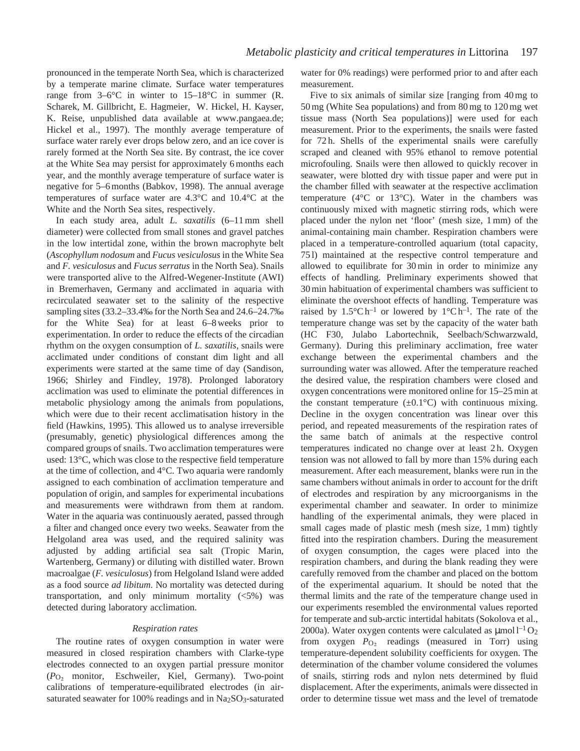pronounced in the temperate North Sea, which is characterized by a temperate marine climate. Surface water temperatures range from 3–6°C in winter to 15–18°C in summer (R. Scharek, M. Gillbricht, E. Hagmeier, W. Hickel, H. Kayser, K. Reise, unpublished data available at www.pangaea.de; Hickel et al., 1997). The monthly average temperature of surface water rarely ever drops below zero, and an ice cover is rarely formed at the North Sea site. By contrast, the ice cover at the White Sea may persist for approximately 6 months each year, and the monthly average temperature of surface water is negative for 5–6 months (Babkov, 1998). The annual average temperatures of surface water are 4.3°C and 10.4°C at the White and the North Sea sites, respectively.

In each study area, adult *L. saxatilis* (6–11 mm shell diameter) were collected from small stones and gravel patches in the low intertidal zone, within the brown macrophyte belt (*Ascophyllum nodosum* and *Fucus vesiculosus* in the White Sea and *F. vesiculosus* and *Fucus serratus* in the North Sea). Snails were transported alive to the Alfred-Wegener-Institute (AWI) in Bremerhaven, Germany and acclimated in aquaria with recirculated seawater set to the salinity of the respective sampling sites (33.2–33.4‰ for the North Sea and 24.6–24.7‰ for the White Sea) for at least 6–8 weeks prior to experimentation. In order to reduce the effects of the circadian rhythm on the oxygen consumption of *L. saxatilis*, snails were acclimated under conditions of constant dim light and all experiments were started at the same time of day (Sandison, 1966; Shirley and Findley, 1978). Prolonged laboratory acclimation was used to eliminate the potential differences in metabolic physiology among the animals from populations, which were due to their recent acclimatisation history in the field (Hawkins, 1995). This allowed us to analyse irreversible (presumably, genetic) physiological differences among the compared groups of snails. Two acclimation temperatures were used: 13°C, which was close to the respective field temperature at the time of collection, and 4°C. Two aquaria were randomly assigned to each combination of acclimation temperature and population of origin, and samples for experimental incubations and measurements were withdrawn from them at random. Water in the aquaria was continuously aerated, passed through a filter and changed once every two weeks. Seawater from the Helgoland area was used, and the required salinity was adjusted by adding artificial sea salt (Tropic Marin, Wartenberg, Germany) or diluting with distilled water. Brown macroalgae (*F. vesiculosus*) from Helgoland Island were added as a food source *ad libitum*. No mortality was detected during transportation, and only minimum mortality (<5%) was detected during laboratory acclimation.

### *Respiration rates*

The routine rates of oxygen consumption in water were measured in closed respiration chambers with Clarke-type electrodes connected to an oxygen partial pressure monitor ($P_{O_2}$ monitor, Eschweiler, Kiel, Germany). Two-point calibrations of temperature-equilibrated electrodes (in air-saturated seawater for 100% readings and in $Na_2SO_3$-saturated water for 0% readings) were performed prior to and after each measurement.

Five to six animals of similar size [ranging from 40 mg to 50 mg (White Sea populations) and from 80 mg to 120 mg wet tissue mass (North Sea populations)] were used for each measurement. Prior to the experiments, the snails were fasted for 72 h. Shells of the experimental snails were carefully scraped and cleaned with 95% ethanol to remove potential microfouling. Snails were then allowed to quickly recover in seawater, were blotted dry with tissue paper and were put in the chamber filled with seawater at the respective acclimation temperature (4°C or 13°C). Water in the chambers was continuously mixed with magnetic stirring rods, which were placed under the nylon net ‘floor’ (mesh size, 1 mm) of the animal-containing main chamber. Respiration chambers were placed in a temperature-controlled aquarium (total capacity, 75 l) maintained at the respective control temperature and allowed to equilibrate for 30 min in order to minimize any effects of handling. Preliminary experiments showed that 30 min habituation of experimental chambers was sufficient to eliminate the overshoot effects of handling. Temperature was raised by 1.5°C $h^{-1}$ or lowered by 1°C $h^{-1}$. The rate of the temperature change was set by the capacity of the water bath (HC F30, Julabo Labortechnik, Seelbach/Schwarzwald, Germany). During this preliminary acclimation, free water exchange between the experimental chambers and the surrounding water was allowed. After the temperature reached the desired value, the respiration chambers were closed and oxygen concentrations were monitored online for 15–25 min at the constant temperature (±0.1°C) with continuous mixing. Decline in the oxygen concentration was linear over this period, and repeated measurements of the respiration rates of the same batch of animals at the respective control temperatures indicated no change over at least 2 h. Oxygen tension was not allowed to fall by more than 15% during each measurement. After each measurement, blanks were run in the same chambers without animals in order to account for the drift of electrodes and respiration by any microorganisms in the experimental chamber and seawater. In order to minimize handling of the experimental animals, they were placed in small cages made of plastic mesh (mesh size, 1 mm) tightly fitted into the respiration chambers. During the measurement of oxygen consumption, the cages were placed into the respiration chambers, and during the blank reading they were carefully removed from the chamber and placed on the bottom of the experimental aquarium. It should be noted that the thermal limits and the rate of the temperature change used in our experiments resembled the environmental values reported for temperate and sub-arctic intertidal habitats (Sokolova et al., 2000a). Water oxygen contents were calculated as μmol $l^{-1}$ $O_2$ from oxygen $P_{O_2}$ readings (measured in Torr) using temperature-dependent solubility coefficients for oxygen. The determination of the chamber volume considered the volumes of snails, stirring rods and nylon nets determined by fluid displacement. After the experiments, animals were dissected in order to determine tissue wet mass and the level of trematode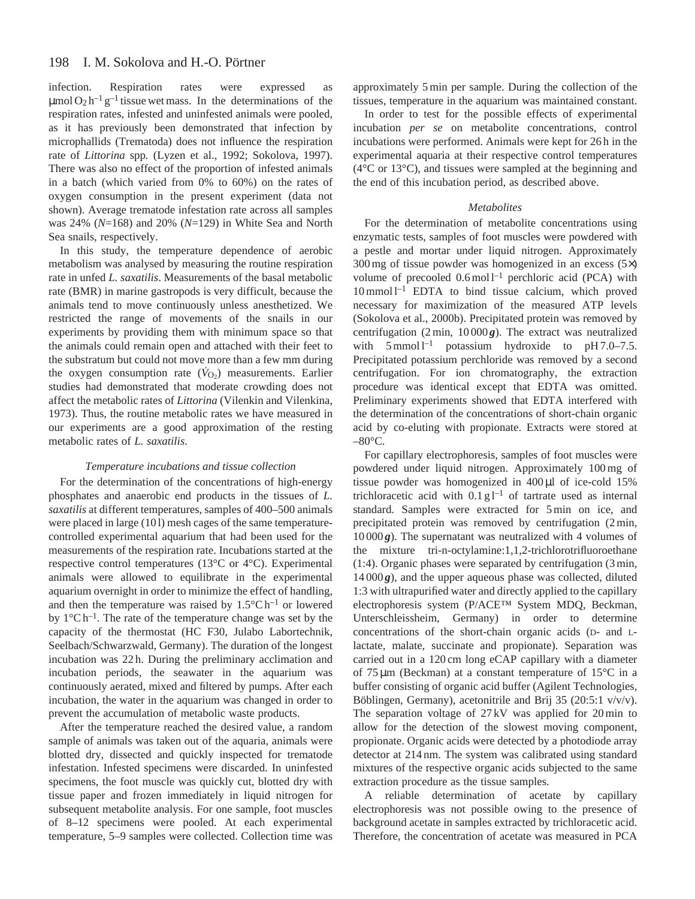infection. Respiration rates were expressed as μmol $O_2$ $h^{-1}$ $g^{-1}$ tissue wet mass. In the determinations of the respiration rates, infested and uninfested animals were pooled, as it has previously been demonstrated that infection by microphallids (Trematoda) does not influence the respiration rate of *Littorina* spp. (Lyzen et al., 1992; Sokolova, 1997). There was also no effect of the proportion of infested animals in a batch (which varied from 0% to 60%) on the rates of oxygen consumption in the present experiment (data not shown). Average trematode infestation rate across all samples was 24% (*N*=168) and 20% (*N*=129) in White Sea and North Sea snails, respectively.

In this study, the temperature dependence of aerobic metabolism was analysed by measuring the routine respiration rate in unfed *L. saxatilis*. Measurements of the basal metabolic rate (BMR) in marine gastropods is very difficult, because the animals tend to move continuously unless anesthetized. We restricted the range of movements of the snails in our experiments by providing them with minimum space so that the animals could remain open and attached with their feet to the substratum but could not move more than a few mm during the oxygen consumption rate ($\dot{V}_{O_2}$) measurements. Earlier studies had demonstrated that moderate crowding does not affect the metabolic rates of *Littorina* (Vilenkin and Vilenkina, 1973). Thus, the routine metabolic rates we have measured in our experiments are a good approximation of the resting metabolic rates of *L. saxatilis*.

### *Temperature incubations and tissue collection*

For the determination of the concentrations of high-energy phosphates and anaerobic end products in the tissues of *L. saxatilis* at different temperatures, samples of 400–500 animals were placed in large (10 l) mesh cages of the same temperature-controlled experimental aquarium that had been used for the measurements of the respiration rate. Incubations started at the respective control temperatures (13°C or 4°C). Experimental animals were allowed to equilibrate in the experimental aquarium overnight in order to minimize the effect of handling, and then the temperature was raised by 1.5°C $h^{-1}$ or lowered by 1°C $h^{-1}$. The rate of the temperature change was set by the capacity of the thermostat (HC F30, Julabo Labortechnik, Seelbach/Schwarzwald, Germany). The duration of the longest incubation was 22 h. During the preliminary acclimation and incubation periods, the seawater in the aquarium was continuously aerated, mixed and filtered by pumps. After each incubation, the water in the aquarium was changed in order to prevent the accumulation of metabolic waste products.

After the temperature reached the desired value, a random sample of animals was taken out of the aquaria, animals were blotted dry, dissected and quickly inspected for trematode infestation. Infested specimens were discarded. In uninfested specimens, the foot muscle was quickly cut, blotted dry with tissue paper and frozen immediately in liquid nitrogen for subsequent metabolite analysis. For one sample, foot muscles of 8–12 specimens were pooled. At each experimental temperature, 5–9 samples were collected. Collection time was approximately 5 min per sample. During the collection of the tissues, temperature in the aquarium was maintained constant.

In order to test for the possible effects of experimental incubation *per se* on metabolite concentrations, control incubations were performed. Animals were kept for 26 h in the experimental aquaria at their respective control temperatures (4°C or 13°C), and tissues were sampled at the beginning and the end of this incubation period, as described above.

### *Metabolites*

For the determination of metabolite concentrations using enzymatic tests, samples of foot muscles were powdered with a pestle and mortar under liquid nitrogen. Approximately 300 mg of tissue powder was homogenized in an excess (5×) volume of precooled 0.6 mol $l^{-1}$ perchloric acid (PCA) with 10 mmol $l^{-1}$ EDTA to bind tissue calcium, which proved necessary for maximization of the measured ATP levels (Sokolova et al., 2000b). Precipitated protein was removed by centrifugation (2 min, 10 000 ***g***). The extract was neutralized with 5 mmol $l^{-1}$ potassium hydroxide to pH 7.0–7.5. Precipitated potassium perchloride was removed by a second centrifugation. For ion chromatography, the extraction procedure was identical except that EDTA was omitted. Preliminary experiments showed that EDTA interfered with the determination of the concentrations of short-chain organic acid by co-eluting with propionate. Extracts were stored at –80°C.

For capillary electrophoresis, samples of foot muscles were powdered under liquid nitrogen. Approximately 100 mg of tissue powder was homogenized in 400 μl of ice-cold 15% trichloracetic acid with 0.1 g $l^{-1}$ of tartrate used as internal standard. Samples were extracted for 5 min on ice, and precipitated protein was removed by centrifugation (2 min, 10 000 ***g***). The supernatant was neutralized with 4 volumes of the mixture tri-n-octylamine:1,1,2-trichlorotrifluoroethane (1:4). Organic phases were separated by centrifugation (3 min, 14 000 ***g***), and the upper aqueous phase was collected, diluted 1:3 with ultrapurified water and directly applied to the capillary electrophoresis system (P/ACE™ System MDQ, Beckman, Unterschleissheim, Germany) in order to determine concentrations of the short-chain organic acids (D- and L-lactate, malate, succinate and propionate). Separation was carried out in a 120 cm long eCAP capillary with a diameter of 75 μm (Beckman) at a constant temperature of 15°C in a buffer consisting of organic acid buffer (Agilent Technologies, Böblingen, Germany), acetonitrile and Brij 35 (20:5:1 v/v/v). The separation voltage of 27 kV was applied for 20 min to allow for the detection of the slowest moving component, propionate. Organic acids were detected by a photodiode array detector at 214 nm. The system was calibrated using standard mixtures of the respective organic acids subjected to the same extraction procedure as the tissue samples.

A reliable determination of acetate by capillary electrophoresis was not possible owing to the presence of background acetate in samples extracted by trichloracetic acid. Therefore, the concentration of acetate was measured in PCA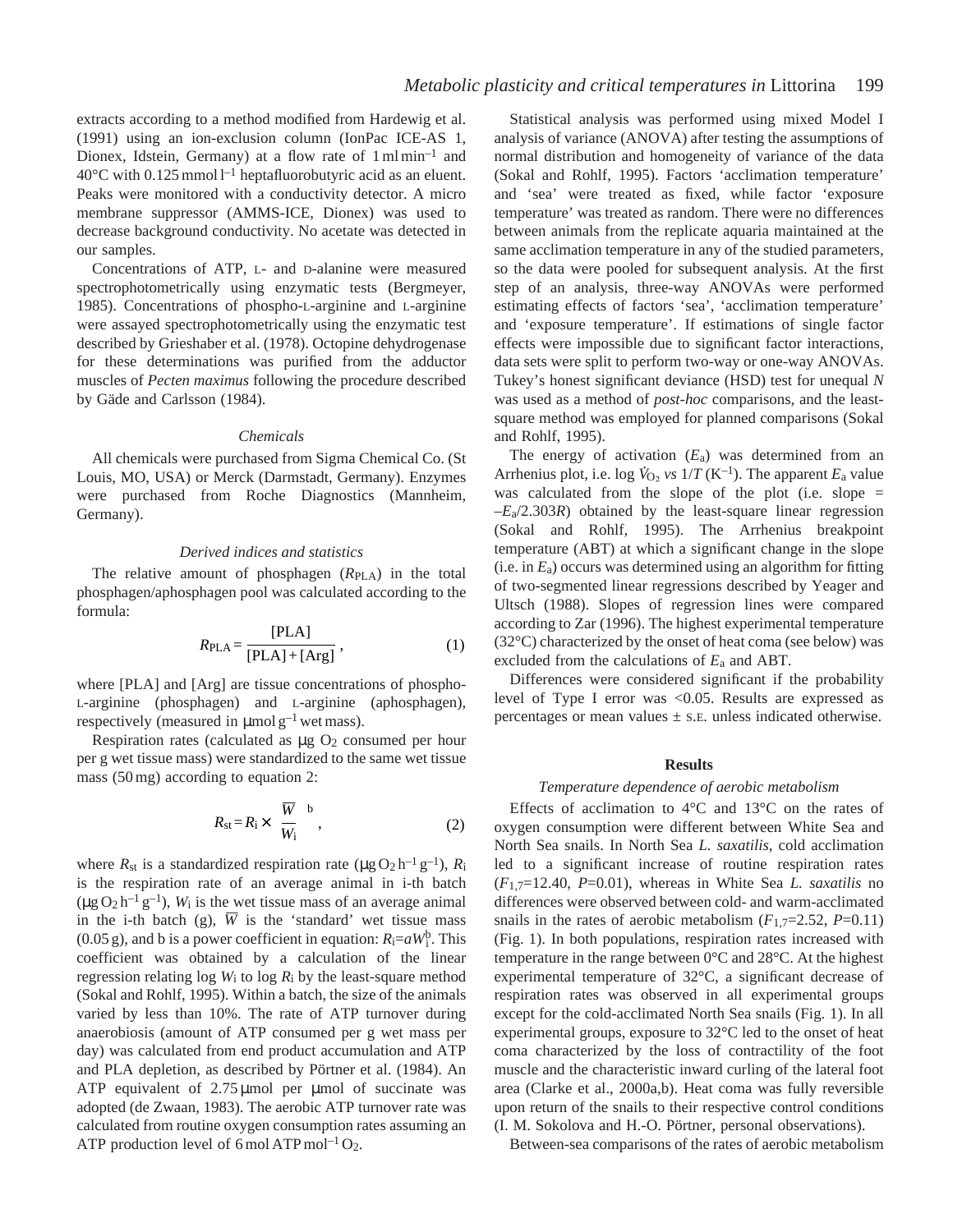extracts according to a method modified from Hardewig et al. (1991) using an ion-exclusion column (IonPac ICE-AS 1, Dionex, Idstein, Germany) at a flow rate of $1\,ml\,min^{-1}$ and 40°C with $0.125\,mmol\,l^{-1}$ heptafluorobutyric acid as an eluent. Peaks were monitored with a conductivity detector. A micro membrane suppressor (AMMS-ICE, Dionex) was used to decrease background conductivity. No acetate was detected in our samples.

Concentrations of ATP, L- and D-alanine were measured spectrophotometrically using enzymatic tests (Bergmeyer, 1985). Concentrations of phospho-L-arginine and L-arginine were assayed spectrophotometrically using the enzymatic test described by Grieshaber et al. (1978). Octopine dehydrogenase for these determinations was purified from the adductor muscles of *Pecten maximus* following the procedure described by Gäde and Carlsson (1984).

### *Chemicals*

All chemicals were purchased from Sigma Chemical Co. (St Louis, MO, USA) or Merck (Darmstadt, Germany). Enzymes were purchased from Roche Diagnostics (Mannheim, Germany).

### *Derived indices and statistics*

The relative amount of phosphagen ($R_{PLA}$) in the total phosphagen/aphosphagen pool was calculated according to the formula:

$$R_{PLA} = \frac{[PLA]}{[PLA] + [Arg]}\,, \quad (1)$$

where [PLA] and [Arg] are tissue concentrations of phospho-L-arginine (phosphagen) and L-arginine (aphosphagen), respectively (measured in $\mu mol\,g^{-1}$ wet mass).

Respiration rates (calculated as $\mu g\,O_2$ consumed per hour per g wet tissue mass) were standardized to the same wet tissue mass (50 mg) according to equation 2:

$$R_{st} = R_i \times \left(\frac{\overline{W}}{W_i}\right)^b, \quad (2)$$

where $R_{st}$ is a standardized respiration rate ($\mu g\,O_2\,h^{-1}\,g^{-1}$), $R_i$ is the respiration rate of an average animal in i-th batch ($\mu g\,O_2\,h^{-1}\,g^{-1}$), $W_i$ is the wet tissue mass of an average animal in the i-th batch (g), $\overline{W}$ is the 'standard' wet tissue mass (0.05 g), and b is a power coefficient in equation: $R_i = aW_i^b$. This coefficient was obtained by a calculation of the linear regression relating log $W_i$ to log $R_i$ by the least-square method (Sokal and Rohlf, 1995). Within a batch, the size of the animals varied by less than 10%. The rate of ATP turnover during anaerobiosis (amount of ATP consumed per g wet mass per day) was calculated from end product accumulation and ATP and PLA depletion, as described by Pörtner et al. (1984). An ATP equivalent of 2.75 $\mu$mol per $\mu$mol of succinate was adopted (de Zwaan, 1983). The aerobic ATP turnover rate was calculated from routine oxygen consumption rates assuming an ATP production level of $6\,mol\,ATP\,mol^{-1}\,O_2$.

Statistical analysis was performed using mixed Model I analysis of variance (ANOVA) after testing the assumptions of normal distribution and homogeneity of variance of the data (Sokal and Rohlf, 1995). Factors 'acclimation temperature' and 'sea' were treated as fixed, while factor 'exposure temperature' was treated as random. There were no differences between animals from the replicate aquaria maintained at the same acclimation temperature in any of the studied parameters, so the data were pooled for subsequent analysis. At the first step of an analysis, three-way ANOVAs were performed estimating effects of factors 'sea', 'acclimation temperature' and 'exposure temperature'. If estimations of single factor effects were impossible due to significant factor interactions, data sets were split to perform two-way or one-way ANOVAs. Tukey's honest significant deviance (HSD) test for unequal *N* was used as a method of *post-hoc* comparisons, and the least-square method was employed for planned comparisons (Sokal and Rohlf, 1995).

The energy of activation ($E_a$) was determined from an Arrhenius plot, i.e. log $\dot{V}_{O_2}$ *vs* $1/T$ ($K^{-1}$). The apparent $E_a$ value was calculated from the slope of the plot (i.e. slope = $-E_a/2.303R$) obtained by the least-square linear regression (Sokal and Rohlf, 1995). The Arrhenius breakpoint temperature (ABT) at which a significant change in the slope (i.e. in $E_a$) occurs was determined using an algorithm for fitting of two-segmented linear regressions described by Yeager and Ultsch (1988). Slopes of regression lines were compared according to Zar (1996). The highest experimental temperature (32°C) characterized by the onset of heat coma (see below) was excluded from the calculations of $E_a$ and ABT.

Differences were considered significant if the probability level of Type I error was <0.05. Results are expressed as percentages or mean values ± S.E. unless indicated otherwise.

## Results

### *Temperature dependence of aerobic metabolism*

Effects of acclimation to 4°C and 13°C on the rates of oxygen consumption were different between White Sea and North Sea snails. In North Sea *L. saxatilis*, cold acclimation led to a significant increase of routine respiration rates ($F_{1,7}$=12.40, $P$=0.01), whereas in White Sea *L. saxatilis* no differences were observed between cold- and warm-acclimated snails in the rates of aerobic metabolism ($F_{1,7}$=2.52, $P$=0.11) (Fig. 1). In both populations, respiration rates increased with temperature in the range between 0°C and 28°C. At the highest experimental temperature of 32°C, a significant decrease of respiration rates was observed in all experimental groups except for the cold-acclimated North Sea snails (Fig. 1). In all experimental groups, exposure to 32°C led to the onset of heat coma characterized by the loss of contractility of the foot muscle and the characteristic inward curling of the lateral foot area (Clarke et al., 2000a,b). Heat coma was fully reversible upon return of the snails to their respective control conditions (I. M. Sokolova and H.-O. Pörtner, personal observations).

Between-sea comparisons of the rates of aerobic metabolism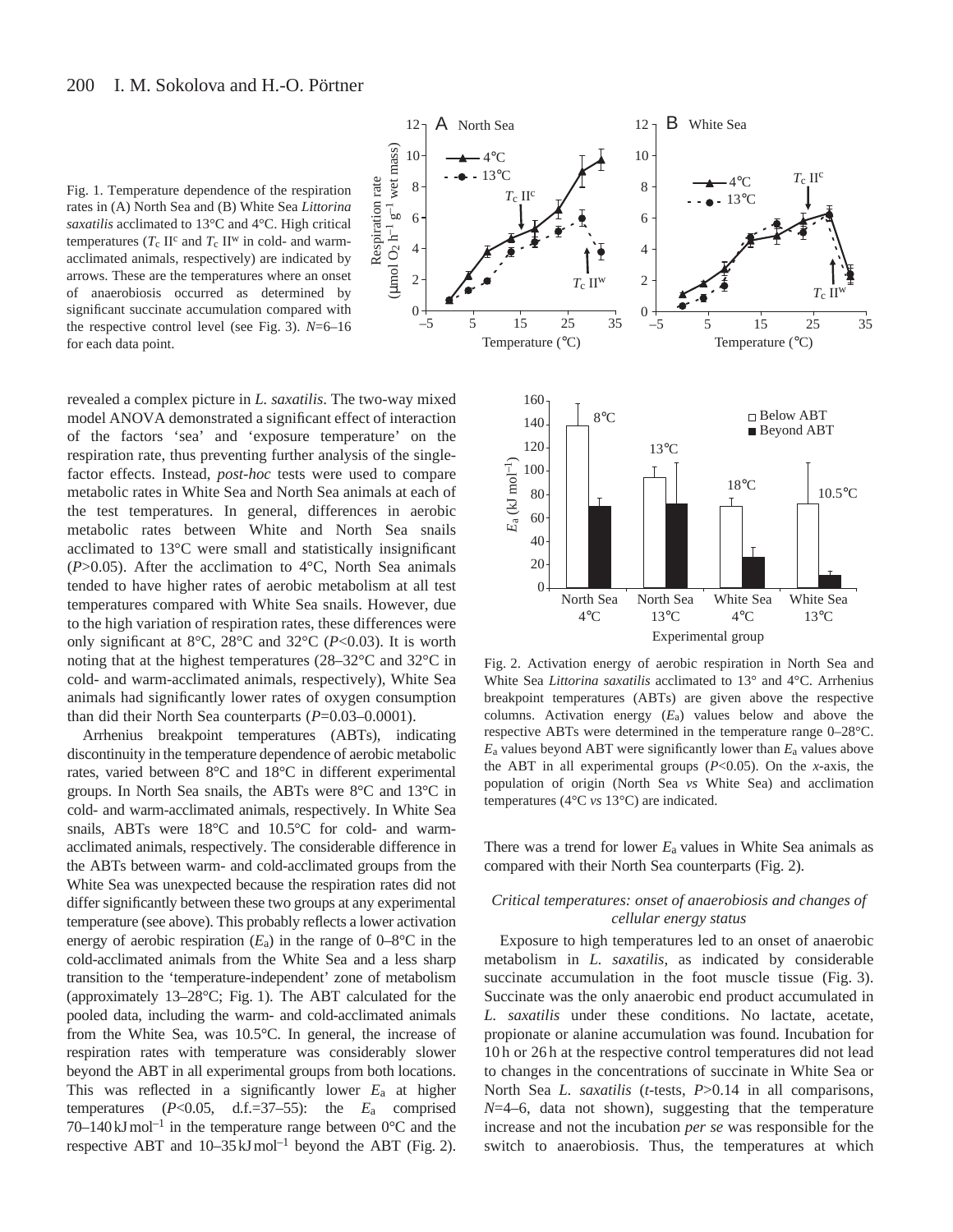Fig. 1. Temperature dependence of the respiration rates in (A) North Sea and (B) White Sea *Littorina saxatilis* acclimated to 13°C and 4°C. High critical temperatures ($T_c$ II$^c$ and $T_c$ II$^w$ in cold- and warm-acclimated animals, respectively) are indicated by arrows. These are the temperatures where an onset of anaerobiosis occurred as determined by significant succinate accumulation compared with the respective control level (see Fig. 3). $N$=6–16 for each data point.

revealed a complex picture in *L. saxatilis*. The two-way mixed model ANOVA demonstrated a significant effect of interaction of the factors 'sea' and 'exposure temperature' on the respiration rate, thus preventing further analysis of the single-factor effects. Instead, *post-hoc* tests were used to compare metabolic rates in White Sea and North Sea animals at each of the test temperatures. In general, differences in aerobic metabolic rates between White and North Sea snails acclimated to 13°C were small and statistically insignificant ($P$>0.05). After the acclimation to 4°C, North Sea animals tended to have higher rates of aerobic metabolism at all test temperatures compared with White Sea snails. However, due to the high variation of respiration rates, these differences were only significant at 8°C, 28°C and 32°C ($P$<0.03). It is worth noting that at the highest temperatures (28–32°C and 32°C in cold- and warm-acclimated animals, respectively), White Sea animals had significantly lower rates of oxygen consumption than did their North Sea counterparts ($P$=0.03–0.0001).

Arrhenius breakpoint temperatures (ABTs), indicating discontinuity in the temperature dependence of aerobic metabolic rates, varied between 8°C and 18°C in different experimental groups. In North Sea snails, the ABTs were 8°C and 13°C in cold- and warm-acclimated animals, respectively. In White Sea snails, ABTs were 18°C and 10.5°C for cold- and warm-acclimated animals, respectively. The considerable difference in the ABTs between warm- and cold-acclimated groups from the White Sea was unexpected because the respiration rates did not differ significantly between these two groups at any experimental temperature (see above). This probably reflects a lower activation energy of aerobic respiration ($E_a$) in the range of 0–8°C in the cold-acclimated animals from the White Sea and a less sharp transition to the 'temperature-independent' zone of metabolism (approximately 13–28°C; Fig. 1). The ABT calculated for the pooled data, including the warm- and cold-acclimated animals from the White Sea, was 10.5°C. In general, the increase of respiration rates with temperature was considerably slower beyond the ABT in all experimental groups from both locations. This was reflected in a significantly lower $E_a$ at higher temperatures ($P$<0.05, d.f.=37–55): the $E_a$ comprised 70–140 kJ mol$^{-1}$ in the temperature range between 0°C and the respective ABT and 10–35 kJ mol$^{-1}$ beyond the ABT (Fig. 2).

Fig. 2. Activation energy of aerobic respiration in North Sea and White Sea *Littorina saxatilis* acclimated to 13° and 4°C. Arrhenius breakpoint temperatures (ABTs) are given above the respective columns. Activation energy ($E_a$) values below and above the respective ABTs were determined in the temperature range 0–28°C. $E_a$ values beyond ABT were significantly lower than $E_a$ values above the ABT in all experimental groups ($P$<0.05). On the *x*-axis, the population of origin (North Sea *vs* White Sea) and acclimation temperatures (4°C *vs* 13°C) are indicated.

There was a trend for lower $E_a$ values in White Sea animals as compared with their North Sea counterparts (Fig. 2).

### *Critical temperatures: onset of anaerobiosis and changes of cellular energy status*

Exposure to high temperatures led to an onset of anaerobic metabolism in *L. saxatilis*, as indicated by considerable succinate accumulation in the foot muscle tissue (Fig. 3). Succinate was the only anaerobic end product accumulated in *L. saxatilis* under these conditions. No lactate, acetate, propionate or alanine accumulation was found. Incubation for 10 h or 26 h at the respective control temperatures did not lead to changes in the concentrations of succinate in White Sea or North Sea *L. saxatilis* (*t*-tests, $P$>0.14 in all comparisons, $N$=4–6, data not shown), suggesting that the temperature increase and not the incubation *per se* was responsible for the switch to anaerobiosis. Thus, the temperatures at which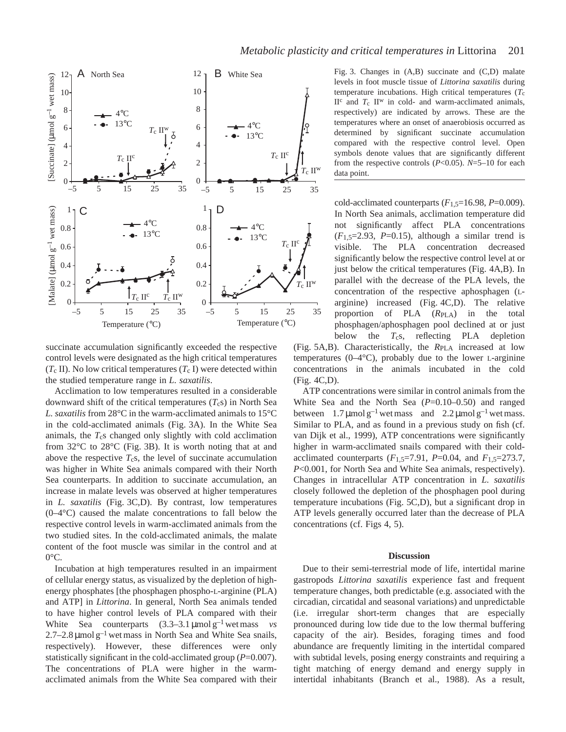Fig. 3. Changes in (A,B) succinate and (C,D) malate levels in foot muscle tissue of *Littorina saxatilis* during temperature incubations. High critical temperatures ($T_c$ II$^c$ and $T_c$ II$^w$ in cold- and warm-acclimated animals, respectively) are indicated by arrows. These are the temperatures where an onset of anaerobiosis occurred as determined by significant succinate accumulation compared with the respective control level. Open symbols denote values that are significantly different from the respective controls ($P$<0.05). $N$=5–10 for each data point.

succinate accumulation significantly exceeded the respective control levels were designated as the high critical temperatures ($T_c$ II). No low critical temperatures ($T_c$ I) were detected within the studied temperature range in *L. saxatilis*.

Acclimation to low temperatures resulted in a considerable downward shift of the critical temperatures ($T_c$s) in North Sea *L. saxatilis* from 28°C in the warm-acclimated animals to 15°C in the cold-acclimated animals (Fig. 3A). In the White Sea animals, the $T_c$s changed only slightly with cold acclimation from 32°C to 28°C (Fig. 3B). It is worth noting that at and above the respective $T_c$s, the level of succinate accumulation was higher in White Sea animals compared with their North Sea counterparts. In addition to succinate accumulation, an increase in malate levels was observed at higher temperatures in *L. saxatilis* (Fig. 3C,D). By contrast, low temperatures (0–4°C) caused the malate concentrations to fall below the respective control levels in warm-acclimated animals from the two studied sites. In the cold-acclimated animals, the malate content of the foot muscle was similar in the control and at 0°C.

Incubation at high temperatures resulted in an impairment of cellular energy status, as visualized by the depletion of high-energy phosphates [the phosphagen phospho-L-arginine (PLA) and ATP] in *Littorina*. In general, North Sea animals tended to have higher control levels of PLA compared with their White Sea counterparts (3.3–3.1 μmol g$^{-1}$ wet mass *vs* 2.7–2.8 μmol g$^{-1}$ wet mass in North Sea and White Sea snails, respectively). However, these differences were only statistically significant in the cold-acclimated group ($P$=0.007). The concentrations of PLA were higher in the warm-acclimated animals from the White Sea compared with their cold-acclimated counterparts ($F_{1,5}$=16.98, $P$=0.009). In North Sea animals, acclimation temperature did not significantly affect PLA concentrations ($F_{1,5}$=2.93, $P$=0.15), although a similar trend is visible. The PLA concentration decreased significantly below the respective control level at or just below the critical temperatures (Fig. 4A,B). In parallel with the decrease of the PLA levels, the concentration of the respective aphosphagen (L-arginine) increased (Fig. 4C,D). The relative proportion of PLA ($R_{PLA}$) in the total phosphagen/aphosphagen pool declined at or just below the $T_c$s, reflecting PLA depletion (Fig. 5A,B). Characteristically, the $R_{PLA}$ increased at low temperatures (0–4°C), probably due to the lower L-arginine concentrations in the animals incubated in the cold (Fig. 4C,D).

ATP concentrations were similar in control animals from the White Sea and the North Sea ($P$=0.10–0.50) and ranged between 1.7 μmol g$^{-1}$ wet mass and 2.2 μmol g$^{-1}$ wet mass. Similar to PLA, and as found in a previous study on fish (cf. van Dijk et al., 1999), ATP concentrations were significantly higher in warm-acclimated snails compared with their cold-acclimated counterparts ($F_{1,5}$=7.91, $P$=0.04, and $F_{1,5}$=273.7, $P$<0.001, for North Sea and White Sea animals, respectively). Changes in intracellular ATP concentration in *L. saxatilis* closely followed the depletion of the phosphagen pool during temperature incubations (Fig. 5C,D), but a significant drop in ATP levels generally occurred later than the decrease of PLA concentrations (cf. Figs 4, 5).

## Discussion

Due to their semi-terrestrial mode of life, intertidal marine gastropods *Littorina saxatilis* experience fast and frequent temperature changes, both predictable (e.g. associated with the circadian, circatidal and seasonal variations) and unpredictable (i.e. irregular short-term changes that are especially pronounced during low tide due to the low thermal buffering capacity of the air). Besides, foraging times and food abundance are frequently limiting in the intertidal compared with subtidal levels, posing energy constraints and requiring a tight matching of energy demand and energy supply in intertidal inhabitants (Branch et al., 1988). As a result,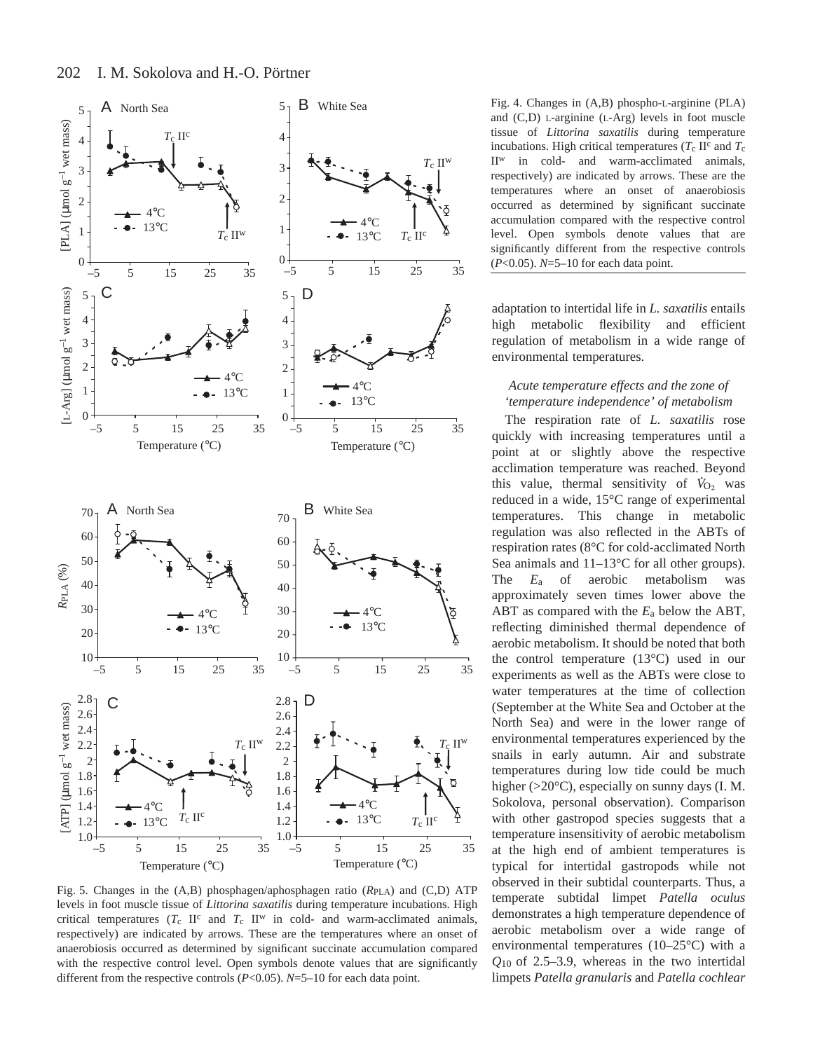Fig. 4. Changes in (A,B) phospho-L-arginine (PLA) and (C,D) L-arginine (L-Arg) levels in foot muscle tissue of *Littorina saxatilis* during temperature incubations. High critical temperatures ($T_c$ II$^c$ and $T_c$ II$^w$ in cold- and warm-acclimated animals, respectively) are indicated by arrows. These are the temperatures where an onset of anaerobiosis occurred as determined by significant succinate accumulation compared with the respective control level. Open symbols denote values that are significantly different from the respective controls ($P$<0.05). $N$=5–10 for each data point.

Fig. 5. Changes in the (A,B) phosphagen/aphosphagen ratio ($R_{PLA}$) and (C,D) ATP levels in foot muscle tissue of *Littorina saxatilis* during temperature incubations. High critical temperatures ($T_c$ II$^c$ and $T_c$ II$^w$ in cold- and warm-acclimated animals, respectively) are indicated by arrows. These are the temperatures where an onset of anaerobiosis occurred as determined by significant succinate accumulation compared with the respective control level. Open symbols denote values that are significantly different from the respective controls ($P$<0.05). $N$=5–10 for each data point.

adaptation to intertidal life in *L. saxatilis* entails high metabolic flexibility and efficient regulation of metabolism in a wide range of environmental temperatures.

### *Acute temperature effects and the zone of 'temperature independence' of metabolism*

The respiration rate of *L. saxatilis* rose quickly with increasing temperatures until a point at or slightly above the respective acclimation temperature was reached. Beyond this value, thermal sensitivity of $\dot{V}_{O_2}$ was reduced in a wide, 15°C range of experimental temperatures. This change in metabolic regulation was also reflected in the ABTs of respiration rates (8°C for cold-acclimated North Sea animals and 11–13°C for all other groups). The $E_a$ of aerobic metabolism was approximately seven times lower above the ABT as compared with the $E_a$ below the ABT, reflecting diminished thermal dependence of aerobic metabolism. It should be noted that both the control temperature (13°C) used in our experiments as well as the ABTs were close to water temperatures at the time of collection (September at the White Sea and October at the North Sea) and were in the lower range of environmental temperatures experienced by the snails in early autumn. Air and substrate temperatures during low tide could be much higher (>20°C), especially on sunny days (I. M. Sokolova, personal observation). Comparison with other gastropod species suggests that a temperature insensitivity of aerobic metabolism at the high end of ambient temperatures is typical for intertidal gastropods while not observed in their subtidal counterparts. Thus, a temperate subtidal limpet *Patella oculus* demonstrates a high temperature dependence of aerobic metabolism over a wide range of environmental temperatures (10–25°C) with a $Q_{10}$ of 2.5–3.9, whereas in the two intertidal limpets *Patella granularis* and *Patella cochlear*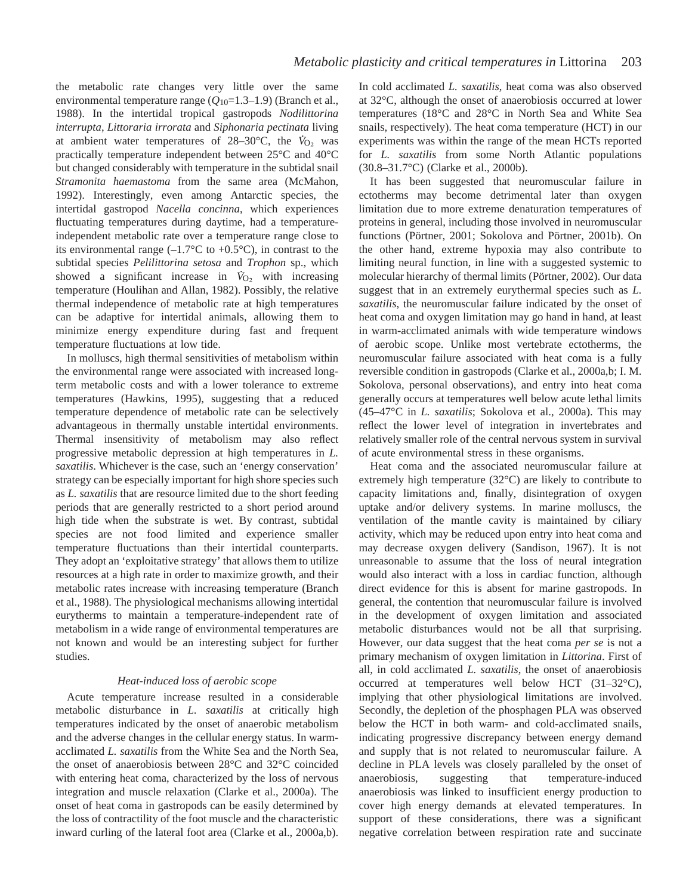the metabolic rate changes very little over the same environmental temperature range ($Q_{10}$=1.3–1.9) (Branch et al., 1988). In the intertidal tropical gastropods *Nodilittorina interrupta*, *Littoraria irrorata* and *Siphonaria pectinata* living at ambient water temperatures of 28–30°C, the $\dot{V}_{O_2}$ was practically temperature independent between 25°C and 40°C but changed considerably with temperature in the subtidal snail *Stramonita haemastoma* from the same area (McMahon, 1992). Interestingly, even among Antarctic species, the intertidal gastropod *Nacella concinna*, which experiences fluctuating temperatures during daytime, had a temperature-independent metabolic rate over a temperature range close to its environmental range (–1.7°C to +0.5°C), in contrast to the subtidal species *Pelilittorina setosa* and *Trophon* sp., which showed a significant increase in $\dot{V}_{O_2}$ with increasing temperature (Houlihan and Allan, 1982). Possibly, the relative thermal independence of metabolic rate at high temperatures can be adaptive for intertidal animals, allowing them to minimize energy expenditure during fast and frequent temperature fluctuations at low tide.

In molluscs, high thermal sensitivities of metabolism within the environmental range were associated with increased long-term metabolic costs and with a lower tolerance to extreme temperatures (Hawkins, 1995), suggesting that a reduced temperature dependence of metabolic rate can be selectively advantageous in thermally unstable intertidal environments. Thermal insensitivity of metabolism may also reflect progressive metabolic depression at high temperatures in *L. saxatilis*. Whichever is the case, such an 'energy conservation' strategy can be especially important for high shore species such as *L. saxatilis* that are resource limited due to the short feeding periods that are generally restricted to a short period around high tide when the substrate is wet. By contrast, subtidal species are not food limited and experience smaller temperature fluctuations than their intertidal counterparts. They adopt an 'exploitative strategy' that allows them to utilize resources at a high rate in order to maximize growth, and their metabolic rates increase with increasing temperature (Branch et al., 1988). The physiological mechanisms allowing intertidal eurytherms to maintain a temperature-independent rate of metabolism in a wide range of environmental temperatures are not known and would be an interesting subject for further studies.

### *Heat-induced loss of aerobic scope*

Acute temperature increase resulted in a considerable metabolic disturbance in *L. saxatilis* at critically high temperatures indicated by the onset of anaerobic metabolism and the adverse changes in the cellular energy status. In warm-acclimated *L. saxatilis* from the White Sea and the North Sea, the onset of anaerobiosis between 28°C and 32°C coincided with entering heat coma, characterized by the loss of nervous integration and muscle relaxation (Clarke et al., 2000a). The onset of heat coma in gastropods can be easily determined by the loss of contractility of the foot muscle and the characteristic inward curling of the lateral foot area (Clarke et al., 2000a,b). In cold acclimated *L. saxatilis*, heat coma was also observed at 32°C, although the onset of anaerobiosis occurred at lower temperatures (18°C and 28°C in North Sea and White Sea snails, respectively). The heat coma temperature (HCT) in our experiments was within the range of the mean HCTs reported for *L. saxatilis* from some North Atlantic populations (30.8–31.7°C) (Clarke et al., 2000b).

It has been suggested that neuromuscular failure in ectotherms may become detrimental later than oxygen limitation due to more extreme denaturation temperatures of proteins in general, including those involved in neuromuscular functions (Pörtner, 2001; Sokolova and Pörtner, 2001b). On the other hand, extreme hypoxia may also contribute to limiting neural function, in line with a suggested systemic to molecular hierarchy of thermal limits (Pörtner, 2002). Our data suggest that in an extremely eurythermal species such as *L. saxatilis*, the neuromuscular failure indicated by the onset of heat coma and oxygen limitation may go hand in hand, at least in warm-acclimated animals with wide temperature windows of aerobic scope. Unlike most vertebrate ectotherms, the neuromuscular failure associated with heat coma is a fully reversible condition in gastropods (Clarke et al., 2000a,b; I. M. Sokolova, personal observations), and entry into heat coma generally occurs at temperatures well below acute lethal limits (45–47°C in *L. saxatilis*; Sokolova et al., 2000a). This may reflect the lower level of integration in invertebrates and relatively smaller role of the central nervous system in survival of acute environmental stress in these organisms.

Heat coma and the associated neuromuscular failure at extremely high temperature (32°C) are likely to contribute to capacity limitations and, finally, disintegration of oxygen uptake and/or delivery systems. In marine molluscs, the ventilation of the mantle cavity is maintained by ciliary activity, which may be reduced upon entry into heat coma and may decrease oxygen delivery (Sandison, 1967). It is not unreasonable to assume that the loss of neural integration would also interact with a loss in cardiac function, although direct evidence for this is absent for marine gastropods. In general, the contention that neuromuscular failure is involved in the development of oxygen limitation and associated metabolic disturbances would not be all that surprising. However, our data suggest that the heat coma *per se* is not a primary mechanism of oxygen limitation in *Littorina*. First of all, in cold acclimated *L. saxatilis*, the onset of anaerobiosis occurred at temperatures well below HCT (31–32°C), implying that other physiological limitations are involved. Secondly, the depletion of the phosphagen PLA was observed below the HCT in both warm- and cold-acclimated snails, indicating progressive discrepancy between energy demand and supply that is not related to neuromuscular failure. A decline in PLA levels was closely paralleled by the onset of anaerobiosis, suggesting that temperature-induced anaerobiosis was linked to insufficient energy production to cover high energy demands at elevated temperatures. In support of these considerations, there was a significant negative correlation between respiration rate and succinate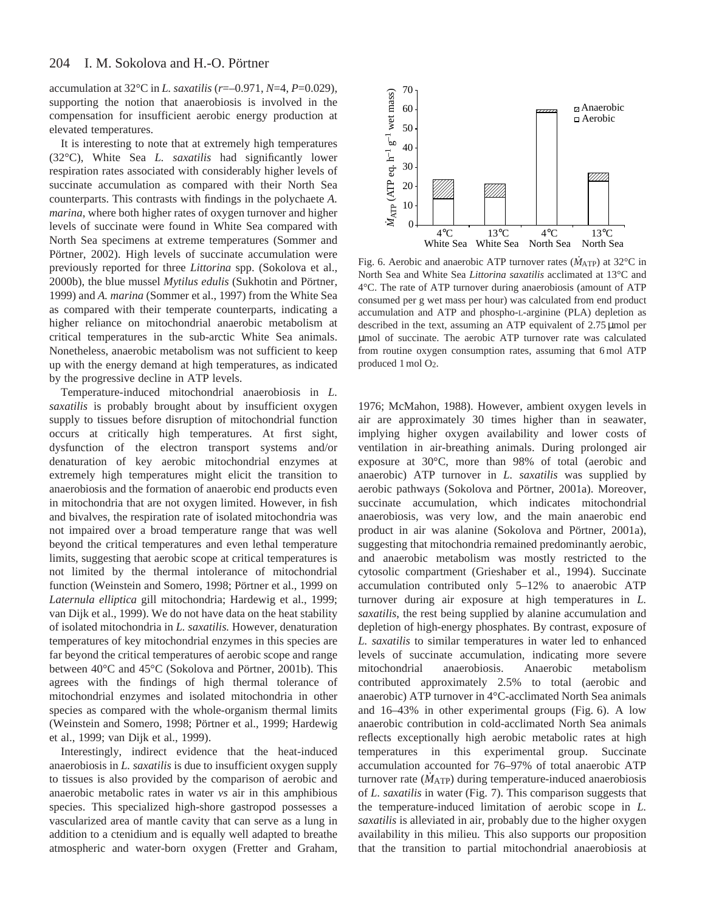accumulation at 32°C in *L. saxatilis* ($r$=–0.971, $N$=4, $P$=0.029), supporting the notion that anaerobiosis is involved in the compensation for insufficient aerobic energy production at elevated temperatures.

It is interesting to note that at extremely high temperatures (32°C), White Sea *L. saxatilis* had significantly lower respiration rates associated with considerably higher levels of succinate accumulation as compared with their North Sea counterparts. This contrasts with findings in the polychaete *A. marina*, where both higher rates of oxygen turnover and higher levels of succinate were found in White Sea compared with North Sea specimens at extreme temperatures (Sommer and Pörtner, 2002). High levels of succinate accumulation were previously reported for three *Littorina* spp. (Sokolova et al., 2000b), the blue mussel *Mytilus edulis* (Sukhotin and Pörtner, 1999) and *A. marina* (Sommer et al., 1997) from the White Sea as compared with their temperate counterparts, indicating a higher reliance on mitochondrial anaerobic metabolism at critical temperatures in the sub-arctic White Sea animals. Nonetheless, anaerobic metabolism was not sufficient to keep up with the energy demand at high temperatures, as indicated by the progressive decline in ATP levels.

Temperature-induced mitochondrial anaerobiosis in *L. saxatilis* is probably brought about by insufficient oxygen supply to tissues before disruption of mitochondrial function occurs at critically high temperatures. At first sight, dysfunction of the electron transport systems and/or denaturation of key aerobic mitochondrial enzymes at extremely high temperatures might elicit the transition to anaerobiosis and the formation of anaerobic end products even in mitochondria that are not oxygen limited. However, in fish and bivalves, the respiration rate of isolated mitochondria was not impaired over a broad temperature range that was well beyond the critical temperatures and even lethal temperature limits, suggesting that aerobic scope at critical temperatures is not limited by the thermal intolerance of mitochondrial function (Weinstein and Somero, 1998; Pörtner et al., 1999 on *Laternula elliptica* gill mitochondria; Hardewig et al., 1999; van Dijk et al., 1999). We do not have data on the heat stability of isolated mitochondria in *L. saxatilis.* However, denaturation temperatures of key mitochondrial enzymes in this species are far beyond the critical temperatures of aerobic scope and range between 40°C and 45°C (Sokolova and Pörtner, 2001b). This agrees with the findings of high thermal tolerance of mitochondrial enzymes and isolated mitochondria in other species as compared with the whole-organism thermal limits (Weinstein and Somero, 1998; Pörtner et al., 1999; Hardewig et al., 1999; van Dijk et al., 1999).

Interestingly, indirect evidence that the heat-induced anaerobiosis in *L. saxatilis* is due to insufficient oxygen supply to tissues is also provided by the comparison of aerobic and anaerobic metabolic rates in water *vs* air in this amphibious species. This specialized high-shore gastropod possesses a vascularized area of mantle cavity that can serve as a lung in addition to a ctenidium and is equally well adapted to breathe atmospheric and water-born oxygen (Fretter and Graham, 1976; McMahon, 1988). However, ambient oxygen levels in air are approximately 30 times higher than in seawater, implying higher oxygen availability and lower costs of ventilation in air-breathing animals. During prolonged air exposure at 30°C, more than 98% of total (aerobic and anaerobic) ATP turnover in *L. saxatilis* was supplied by aerobic pathways (Sokolova and Pörtner, 2001a). Moreover, succinate accumulation, which indicates mitochondrial anaerobiosis, was very low, and the main anaerobic end product in air was alanine (Sokolova and Pörtner, 2001a), suggesting that mitochondria remained predominantly aerobic, and anaerobic metabolism was mostly restricted to the cytosolic compartment (Grieshaber et al., 1994). Succinate accumulation contributed only 5–12% to anaerobic ATP turnover during air exposure at high temperatures in *L. saxatilis*, the rest being supplied by alanine accumulation and depletion of high-energy phosphates. By contrast, exposure of *L. saxatilis* to similar temperatures in water led to enhanced levels of succinate accumulation, indicating more severe mitochondrial anaerobiosis. Anaerobic metabolism contributed approximately 2.5% to total (aerobic and anaerobic) ATP turnover in 4°C-acclimated North Sea animals and 16–43% in other experimental groups (Fig. 6). A low anaerobic contribution in cold-acclimated North Sea animals reflects exceptionally high aerobic metabolic rates at high temperatures in this experimental group. Succinate accumulation accounted for 76–97% of total anaerobic ATP turnover rate ($\dot{M}_{ATP}$) during temperature-induced anaerobiosis of *L. saxatilis* in water (Fig. 7). This comparison suggests that the temperature-induced limitation of aerobic scope in *L. saxatilis* is alleviated in air, probably due to the higher oxygen availability in this milieu. This also supports our proposition that the transition to partial mitochondrial anaerobiosis at

Fig. 6. Aerobic and anaerobic ATP turnover rates ($\dot{M}_{ATP}$) at 32°C in North Sea and White Sea *Littorina saxatilis* acclimated at 13°C and 4°C. The rate of ATP turnover during anaerobiosis (amount of ATP consumed per g wet mass per hour) was calculated from end product accumulation and ATP and phospho-L-arginine (PLA) depletion as described in the text, assuming an ATP equivalent of 2.75 μmol per μmol of succinate. The aerobic ATP turnover rate was calculated from routine oxygen consumption rates, assuming that 6 mol ATP produced 1 mol $O_2$.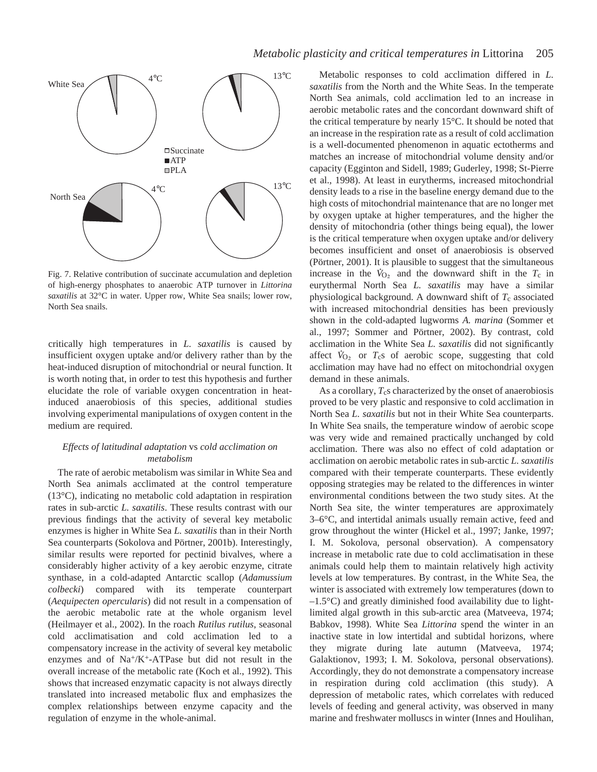White Sea 4°C 13°C

□Succinate
■ATP
▒PLA

North Sea 4°C 13°C

Fig. 7. Relative contribution of succinate accumulation and depletion of high-energy phosphates to anaerobic ATP turnover in *Littorina saxatilis* at 32°C in water. Upper row, White Sea snails; lower row, North Sea snails.

critically high temperatures in *L. saxatilis* is caused by insufficient oxygen uptake and/or delivery rather than by the heat-induced disruption of mitochondrial or neural function. It is worth noting that, in order to test this hypothesis and further elucidate the role of variable oxygen concentration in heat-induced anaerobiosis of this species, additional studies involving experimental manipulations of oxygen content in the medium are required.

### *Effects of latitudinal adaptation* vs *cold acclimation on metabolism*

The rate of aerobic metabolism was similar in White Sea and North Sea animals acclimated at the control temperature (13°C), indicating no metabolic cold adaptation in respiration rates in sub-arctic *L. saxatilis*. These results contrast with our previous findings that the activity of several key metabolic enzymes is higher in White Sea *L. saxatilis* than in their North Sea counterparts (Sokolova and Pörtner, 2001b). Interestingly, similar results were reported for pectinid bivalves, where a considerably higher activity of a key aerobic enzyme, citrate synthase, in a cold-adapted Antarctic scallop (*Adamussium colbecki*) compared with its temperate counterpart (*Aequipecten opercularis*) did not result in a compensation of the aerobic metabolic rate at the whole organism level (Heilmayer et al., 2002). In the roach *Rutilus rutilus*, seasonal cold acclimatisation and cold acclimation led to a compensatory increase in the activity of several key metabolic enzymes and of $Na^+/K^+$-ATPase but did not result in the overall increase of the metabolic rate (Koch et al., 1992). This shows that increased enzymatic capacity is not always directly translated into increased metabolic flux and emphasizes the complex relationships between enzyme capacity and the regulation of enzyme in the whole-animal.

Metabolic responses to cold acclimation differed in *L. saxatilis* from the North and the White Seas. In the temperate North Sea animals, cold acclimation led to an increase in aerobic metabolic rates and the concordant downward shift of the critical temperature by nearly 15°C. It should be noted that an increase in the respiration rate as a result of cold acclimation is a well-documented phenomenon in aquatic ectotherms and matches an increase of mitochondrial volume density and/or capacity (Egginton and Sidell, 1989; Guderley, 1998; St-Pierre et al., 1998). At least in eurytherms, increased mitochondrial density leads to a rise in the baseline energy demand due to the high costs of mitochondrial maintenance that are no longer met by oxygen uptake at higher temperatures, and the higher the density of mitochondria (other things being equal), the lower is the critical temperature when oxygen uptake and/or delivery becomes insufficient and onset of anaerobiosis is observed (Pörtner, 2001). It is plausible to suggest that the simultaneous increase in the $\dot{V}_{O_2}$ and the downward shift in the $T_c$ in eurythermal North Sea *L. saxatilis* may have a similar physiological background. A downward shift of $T_c$ associated with increased mitochondrial densities has been previously shown in the cold-adapted lugworms *A. marina* (Sommer et al., 1997; Sommer and Pörtner, 2002). By contrast, cold acclimation in the White Sea *L. saxatilis* did not significantly affect $\dot{V}_{O_2}$ or $T_c$s of aerobic scope, suggesting that cold acclimation may have had no effect on mitochondrial oxygen demand in these animals.

As a corollary, $T_c$s characterized by the onset of anaerobiosis proved to be very plastic and responsive to cold acclimation in North Sea *L. saxatilis* but not in their White Sea counterparts. In White Sea snails, the temperature window of aerobic scope was very wide and remained practically unchanged by cold acclimation. There was also no effect of cold adaptation or acclimation on aerobic metabolic rates in sub-arctic *L. saxatilis* compared with their temperate counterparts. These evidently opposing strategies may be related to the differences in winter environmental conditions between the two study sites. At the North Sea site, the winter temperatures are approximately 3–6°C, and intertidal animals usually remain active, feed and grow throughout the winter (Hickel et al., 1997; Janke, 1997; I. M. Sokolova, personal observation). A compensatory increase in metabolic rate due to cold acclimatisation in these animals could help them to maintain relatively high activity levels at low temperatures. By contrast, in the White Sea, the winter is associated with extremely low temperatures (down to –1.5°C) and greatly diminished food availability due to light-limited algal growth in this sub-arctic area (Matveeva, 1974; Babkov, 1998). White Sea *Littorina* spend the winter in an inactive state in low intertidal and subtidal horizons, where they migrate during late autumn (Matveeva, 1974; Galaktionov, 1993; I. M. Sokolova, personal observations). Accordingly, they do not demonstrate a compensatory increase in respiration during cold acclimation (this study). A depression of metabolic rates, which correlates with reduced levels of feeding and general activity, was observed in many marine and freshwater molluscs in winter (Innes and Houlihan,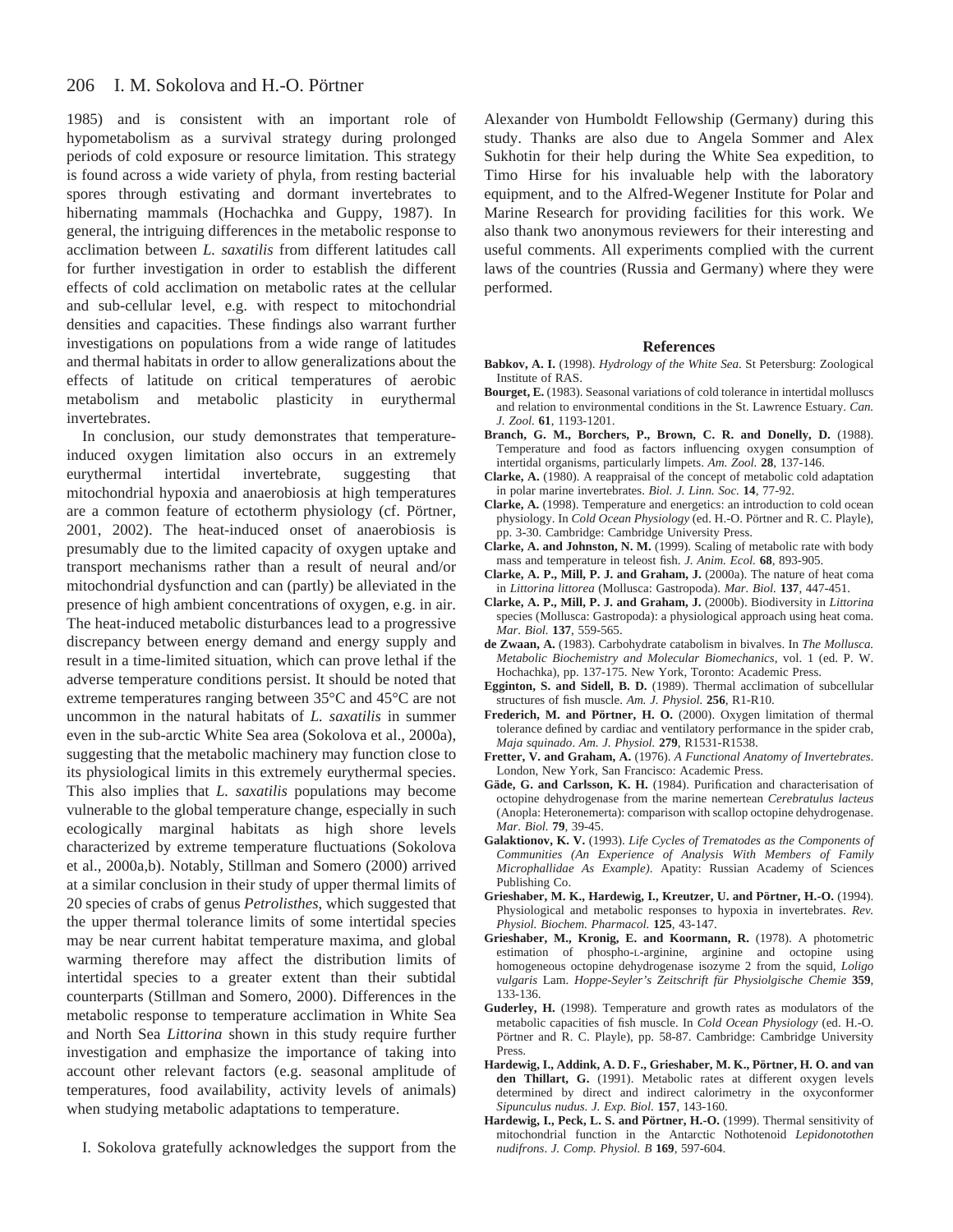1985) and is consistent with an important role of hypometabolism as a survival strategy during prolonged periods of cold exposure or resource limitation. This strategy is found across a wide variety of phyla, from resting bacterial spores through estivating and dormant invertebrates to hibernating mammals (Hochachka and Guppy, 1987). In general, the intriguing differences in the metabolic response to acclimation between *L. saxatilis* from different latitudes call for further investigation in order to establish the different effects of cold acclimation on metabolic rates at the cellular and sub-cellular level, e.g. with respect to mitochondrial densities and capacities. These findings also warrant further investigations on populations from a wide range of latitudes and thermal habitats in order to allow generalizations about the effects of latitude on critical temperatures of aerobic metabolism and metabolic plasticity in eurythermal invertebrates.

In conclusion, our study demonstrates that temperature-induced oxygen limitation also occurs in an extremely eurythermal intertidal invertebrate, suggesting that mitochondrial hypoxia and anaerobiosis at high temperatures are a common feature of ectotherm physiology (cf. Pörtner, 2001, 2002). The heat-induced onset of anaerobiosis is presumably due to the limited capacity of oxygen uptake and transport mechanisms rather than a result of neural and/or mitochondrial dysfunction and can (partly) be alleviated in the presence of high ambient concentrations of oxygen, e.g. in air. The heat-induced metabolic disturbances lead to a progressive discrepancy between energy demand and energy supply and result in a time-limited situation, which can prove lethal if the adverse temperature conditions persist. It should be noted that extreme temperatures ranging between 35°C and 45°C are not uncommon in the natural habitats of *L. saxatilis* in summer even in the sub-arctic White Sea area (Sokolova et al., 2000a), suggesting that the metabolic machinery may function close to its physiological limits in this extremely eurythermal species. This also implies that *L. saxatilis* populations may become vulnerable to the global temperature change, especially in such ecologically marginal habitats as high shore levels characterized by extreme temperature fluctuations (Sokolova et al., 2000a,b). Notably, Stillman and Somero (2000) arrived at a similar conclusion in their study of upper thermal limits of 20 species of crabs of genus *Petrolisthes*, which suggested that the upper thermal tolerance limits of some intertidal species may be near current habitat temperature maxima, and global warming therefore may affect the distribution limits of intertidal species to a greater extent than their subtidal counterparts (Stillman and Somero, 2000). Differences in the metabolic response to temperature acclimation in White Sea and North Sea *Littorina* shown in this study require further investigation and emphasize the importance of taking into account other relevant factors (e.g. seasonal amplitude of temperatures, food availability, activity levels of animals) when studying metabolic adaptations to temperature.

I. Sokolova gratefully acknowledges the support from the Alexander von Humboldt Fellowship (Germany) during this study. Thanks are also due to Angela Sommer and Alex Sukhotin for their help during the White Sea expedition, to Timo Hirse for his invaluable help with the laboratory equipment, and to the Alfred-Wegener Institute for Polar and Marine Research for providing facilities for this work. We also thank two anonymous reviewers for their interesting and useful comments. All experiments complied with the current laws of the countries (Russia and Germany) where they were performed.

## References

**Babkov, A. I.** (1998). *Hydrology of the White Sea*. St Petersburg: Zoological Institute of RAS.

**Bourget, E.** (1983). Seasonal variations of cold tolerance in intertidal molluscs and relation to environmental conditions in the St. Lawrence Estuary. *Can. J. Zool.* **61**, 1193-1201.

**Branch, G. M., Borchers, P., Brown, C. R. and Donelly, D.** (1988). Temperature and food as factors influencing oxygen consumption of intertidal organisms, particularly limpets. *Am. Zool.* **28**, 137-146.

**Clarke, A.** (1980). A reappraisal of the concept of metabolic cold adaptation in polar marine invertebrates. *Biol. J. Linn. Soc.* **14**, 77-92.

**Clarke, A.** (1998). Temperature and energetics: an introduction to cold ocean physiology. In *Cold Ocean Physiology* (ed. H.-O. Pörtner and R. C. Playle), pp. 3-30. Cambridge: Cambridge University Press.

**Clarke, A. and Johnston, N. M.** (1999). Scaling of metabolic rate with body mass and temperature in teleost fish. *J. Anim. Ecol.* **68**, 893-905.

**Clarke, A. P., Mill, P. J. and Graham, J.** (2000a). The nature of heat coma in *Littorina littorea* (Mollusca: Gastropoda). *Mar. Biol.* **137**, 447-451.

**Clarke, A. P., Mill, P. J. and Graham, J.** (2000b). Biodiversity in *Littorina* species (Mollusca: Gastropoda): a physiological approach using heat coma. *Mar. Biol.* **137**, 559-565.

**de Zwaan, A.** (1983). Carbohydrate catabolism in bivalves. In *The Mollusca. Metabolic Biochemistry and Molecular Biomechanics*, vol. 1 (ed. P. W. Hochachka), pp. 137-175. New York, Toronto: Academic Press.

**Egginton, S. and Sidell, B. D.** (1989). Thermal acclimation of subcellular structures of fish muscle. *Am. J. Physiol.* **256**, R1-R10.

**Frederich, M. and Pörtner, H. O.** (2000). Oxygen limitation of thermal tolerance defined by cardiac and ventilatory performance in the spider crab, *Maja squinado*. *Am. J. Physiol.* **279**, R1531-R1538.

**Fretter, V. and Graham, A.** (1976). *A Functional Anatomy of Invertebrates*. London, New York, San Francisco: Academic Press.

**Gäde, G. and Carlsson, K. H.** (1984). Purification and characterisation of octopine dehydrogenase from the marine nemertean *Cerebratulus lacteus* (Anopla: Heteronemerta): comparison with scallop octopine dehydrogenase. *Mar. Biol.* **79**, 39-45.

**Galaktionov, K. V.** (1993). *Life Cycles of Trematodes as the Components of Communities (An Experience of Analysis With Members of Family Microphallidae As Example)*. Apatity: Russian Academy of Sciences Publishing Co.

**Grieshaber, M. K., Hardewig, I., Kreutzer, U. and Pörtner, H.-O.** (1994). Physiological and metabolic responses to hypoxia in invertebrates. *Rev. Physiol. Biochem. Pharmacol.* **125**, 43-147.

**Grieshaber, M., Kronig, E. and Koormann, R.** (1978). A photometric estimation of phospho-L-arginine, arginine and octopine using homogeneous octopine dehydrogenase isozyme 2 from the squid, *Loligo vulgaris* Lam. *Hoppe-Seyler's Zeitschrift für Physiolgische Chemie* **359**, 133-136.

**Guderley, H.** (1998). Temperature and growth rates as modulators of the metabolic capacities of fish muscle. In *Cold Ocean Physiology* (ed. H.-O. Pörtner and R. C. Playle), pp. 58-87. Cambridge: Cambridge University Press.

**Hardewig, I., Addink, A. D. F., Grieshaber, M. K., Pörtner, H. O. and van den Thillart, G.** (1991). Metabolic rates at different oxygen levels determined by direct and indirect calorimetry in the oxyconformer *Sipunculus nudus*. *J. Exp. Biol.* **157**, 143-160.

**Hardewig, I., Peck, L. S. and Pörtner, H.-O.** (1999). Thermal sensitivity of mitochondrial function in the Antarctic Nothotenoid *Lepidonotothen nudifrons*. *J. Comp. Physiol. B* **169**, 597-604.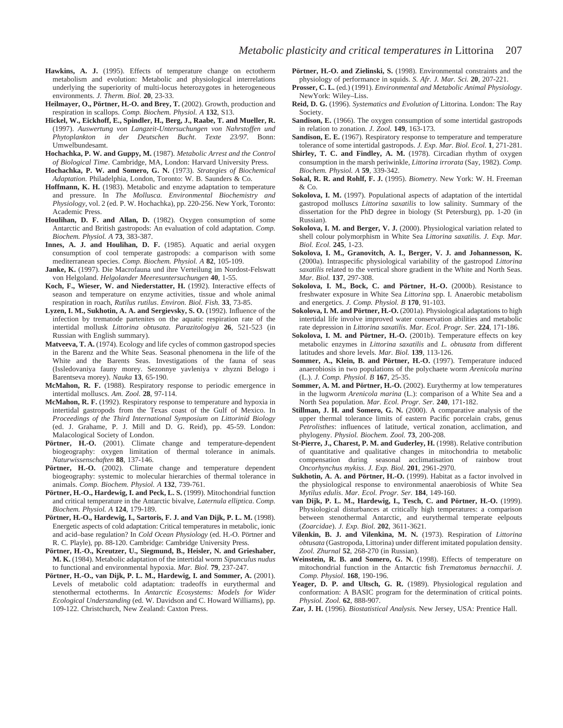**Hawkins, A. J.** (1995). Effects of temperature change on ectotherm metabolism and evolution: Metabolic and physiological interrelations underlying the superiority of multi-locus heterozygotes in heterogeneous environments. *J. Therm. Biol.* **20**, 23-33.

**Heilmayer, O., Pörtner, H.-O. and Brey, T.** (2002). Growth, production and respiration in scallops. *Comp. Biochem. Physiol. A* **132**, S13.

**Hickel, W., Eickhoff, E., Spindler, H., Berg, J., Raabe, T. and Mueller, R.** (1997). *Auswertung von Langzeit-Untersuchungen von Nahrstoffen und Phytoplankton in der Deutschen Bucht*. *Texte 23/97*. Bonn: Umwelbundesamt.

**Hochachka, P. W. and Guppy, M.** (1987). *Metabolic Arrest and the Control of Biological Time*. Cambridge, MA, London: Harvard University Press.

**Hochachka, P. W. and Somero, G. N.** (1973). *Strategies of Biochemical Adaptation*. Philadelphia, London, Toronto: W. B. Saunders & Co.

**Hoffmann, K. H.** (1983). Metabolic and enzyme adaptation to temperature and pressure. In *The Mollusca. Environmental Biochemistry and Physiology*, vol. 2 (ed. P. W. Hochachka), pp. 220-256. New York, Toronto: Academic Press.

**Houlihan, D. F. and Allan, D.** (1982). Oxygen consumption of some Antarctic and British gastropods: An evaluation of cold adaptation. *Comp. Biochem. Physiol. A* **73**, 383-387.

**Innes, A. J. and Houlihan, D. F.** (1985). Aquatic and aerial oxygen consumption of cool temperate gastropods: a comparison with some mediterranean species. *Comp. Biochem. Physiol. A* **82**, 105-109.

**Janke, K.** (1997). Die Macrofauna und ihre Verteilung im Nordost-Felswatt von Helgoland. *Helgolander Meeresuntersuchungen* **40**, 1-55.

**Koch, F., Wieser, W. and Niederstatter, H.** (1992). Interactive effects of season and temperature on enzyme activities, tissue and whole animal respiration in roach, *Rutilus rutilus*. *Environ. Biol. Fish.* **33**, 73-85.

**Lyzen, I. M., Sukhotin, A. A. and Sergievsky, S. O.** (1992). Influence of the infection by trematode partenites on the aquatic respiration rate of the intertidal mollusk *Littorina obtusata*. *Parazitologiya* **26**, 521-523 (in Russian with English summary).

**Matveeva, T. A.** (1974). Ecology and life cycles of common gastropod species in the Barenz and the White Seas. Seasonal phenomena in the life of the White and the Barents Seas. Investigations of the fauna of seas (Issledovaniya fauny morey. Sezonnye yavleniya v zhyzni Belogo i Barentseva morey). *Nauka* **13**, 65-190.

**McMahon, R. F.** (1988). Respiratory response to periodic emergence in intertidal molluscs. *Am. Zool.* **28**, 97-114.

**McMahon, R. F.** (1992). Respiratory response to temperature and hypoxia in intertidal gastropods from the Texas coast of the Gulf of Mexico. In *Proceedings of the Third International Symposium on Littorinid Biology* (ed. J. Grahame, P. J. Mill and D. G. Reid), pp. 45-59. London: Malacological Society of London.

**Pörtner, H.-O.** (2001). Climate change and temperature-dependent biogeography: oxygen limitation of thermal tolerance in animals. *Naturwissenschaften* **88**, 137-146.

**Pörtner, H.-O.** (2002). Climate change and temperature dependent biogeography: systemic to molecular hierarchies of thermal tolerance in animals. *Comp. Biochem. Physiol. A* **132**, 739-761.

**Pörtner, H.-O., Hardewig, I. and Peck, L. S.** (1999). Mitochondrial function and critical temperature in the Antarctic bivalve, *Laternula elliptica*. *Comp. Biochem. Physiol. A* **124**, 179-189.

**Pörtner, H.-O., Hardewig, I., Sartoris, F. J. and Van Dijk, P. L. M.** (1998). Energetic aspects of cold adaptation: Critical temperatures in metabolic, ionic and acid–base regulation? In *Cold Ocean Physiology* (ed. H.-O. Pörtner and R. C. Playle), pp. 88-120. Cambridge: Cambridge University Press.

**Pörtner, H.-O., Kreutzer, U., Siegmund, B., Heisler, N. and Grieshaber, M. K.** (1984). Metabolic adaptation of the intertidal worm *Sipunculus nudus* to functional and environmental hypoxia. *Mar. Biol.* **79**, 237-247.

**Pörtner, H.-O., van Dijk, P. L. M., Hardewig, I. and Sommer, A.** (2001). Levels of metabolic cold adaptation: tradeoffs in eurythermal and stenothermal ectotherms. In *Antarctic Ecosystems: Models for Wider Ecological Understanding* (ed. W. Davidson and C. Howard Williams), pp. 109-122. Christchurch, New Zealand: Caxton Press.

**Pörtner, H.-O. and Zielinski, S.** (1998). Environmental constraints and the physiology of performance in squids. *S. Afr. J. Mar. Sci.* **20**, 207-221.

**Prosser, C. L.** (ed.) (1991). *Environmental and Metabolic Animal Physiology*. NewYork: Wiley–Liss.

**Reid, D. G.** (1996). *Systematics and Evolution of* Littorina. London: The Ray Society.

**Sandison, E.** (1966). The oxygen consumption of some intertidal gastropods in relation to zonation. *J. Zool.* **149**, 163-173.

**Sandison, E. E.** (1967). Respiratory response to temperature and temperature tolerance of some intertidal gastropods. *J. Exp. Mar. Biol. Ecol.* **1**, 271-281.

**Shirley, T. C. and Findley, A. M.** (1978). Circadian rhythm of oxygen consumption in the marsh periwinkle, *Littorina irrorata* (Say, 1982). *Comp. Biochem. Physiol. A* **59**, 339-342.

**Sokal, R. R. and Rohlf, F. J.** (1995). *Biometry*. New York: W. H. Freeman & Co.

**Sokolova, I. M.** (1997). Populational aspects of adaptation of the intertidal gastropod molluscs *Littorina saxatilis* to low salinity. Summary of the dissertation for the PhD degree in biology (St Petersburg), pp. 1-20 (in Russian).

**Sokolova, I. M. and Berger, V. J.** (2000). Physiological variation related to shell colour polymorphism in White Sea *Littorina saxatilis*. *J. Exp. Mar. Biol. Ecol.* **245**, 1-23.

**Sokolova, I. M., Granovitch, A. I., Berger, V. J. and Johannesson, K.** (2000a). Intraspecific physiological variability of the gastropod *Littorina saxatilis* related to the vertical shore gradient in the White and North Seas. *Mar. Biol.* **137**, 297-308.

**Sokolova, I. M., Bock, C. and Pörtner, H.-O.** (2000b). Resistance to freshwater exposure in White Sea *Littorina* spp. I. Anaerobic metabolism and energetics. *J. Comp. Physiol. B* **170**, 91-103.

**Sokolova, I. M. and Pörtner, H.-O.** (2001a). Physiological adaptations to high intertidal life involve improved water conservation abilities and metabolic rate depression in *Littorina saxatilis*. *Mar. Ecol. Progr. Ser.* **224**, 171-186.

**Sokolova, I. M. and Pörtner, H.-O.** (2001b). Temperature effects on key metabolic enzymes in *Littorina saxatilis* and *L. obtusata* from different latitudes and shore levels. *Mar. Biol.* **139**, 113-126.

**Sommer, A., Klein, B. and Pörtner, H.-O.** (1997). Temperature induced anaerobiosis in two populations of the polychaete worm *Arenicola marina* (L.). *J. Comp. Physiol. B* **167**, 25-35.

**Sommer, A. M. and Pörtner, H.-O.** (2002). Eurythermy at low temperatures in the lugworm *Arenicola marina* (L.): comparison of a White Sea and a North Sea population. *Mar. Ecol. Progr. Ser.* **240**, 171-182.

**Stillman, J. H. and Somero, G. N.** (2000). A comparative analysis of the upper thermal tolerance limits of eastern Pacific porcelain crabs, genus *Petrolisthes*: influences of latitude, vertical zonation, acclimation, and phylogeny. *Physiol. Biochem. Zool.* **73**, 200-208.

**St-Pierre, J., Charest, P. M. and Guderley, H.** (1998). Relative contribution of quantitative and qualitative changes in mitochondria to metabolic compensation during seasonal acclimatisation of rainbow trout *Oncorhynchus mykiss*. *J. Exp. Biol.* **201**, 2961-2970.

**Sukhotin, A. A. and Pörtner, H.-O.** (1999). Habitat as a factor involved in the physiological response to environmental anaerobiosis of White Sea *Mytilus edulis*. *Mar. Ecol. Progr. Ser.* **184**, 149-160.

**van Dijk, P. L. M., Hardewig, I., Tesch, C. and Pörtner, H.-O.** (1999). Physiological disturbances at critically high temperatures: a comparison between stenothermal Antarctic, and eurythermal temperate eelpouts (*Zoarcidae*). *J. Exp. Biol.* **202**, 3611-3621.

**Vilenkin, B. J. and Vilenkina, M. N.** (1973). Respiration of *Littorina obtusata* (Gastropoda, Littorina) under different imitated population density. *Zool. Zhurnal* **52**, 268-270 (in Russian).

**Weinstein, R. B. and Somero, G. N.** (1998). Effects of temperature on mitochondrial function in the Antarctic fish *Trematomus bernacchii*. *J. Comp. Physiol.* **168**, 190-196.

**Yeager, D. P. and Ultsch, G. R.** (1989). Physiological regulation and conformation: A BASIC program for the determination of critical points. *Physiol. Zool.* **62**, 888-907.

**Zar, J. H.** (1996). *Biostatistical Analysis.* New Jersey, USA: Prentice Hall.